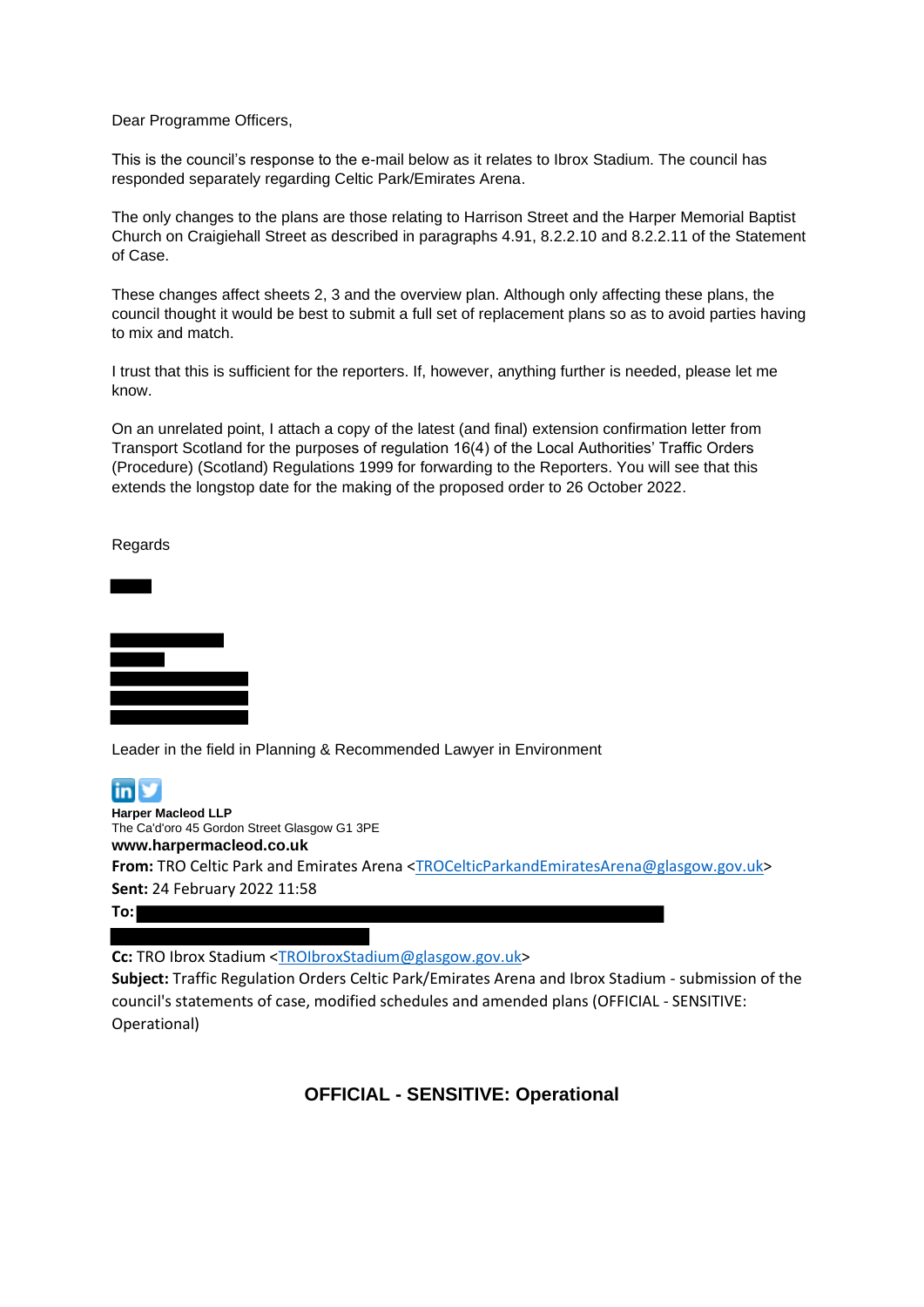Dear Programme Officers,

This is the council's response to the e-mail below as it relates to Ibrox Stadium. The council has responded separately regarding Celtic Park/Emirates Arena.

The only changes to the plans are those relating to Harrison Street and the Harper Memorial Baptist Church on Craigiehall Street as described in paragraphs 4.91, 8.2.2.10 and 8.2.2.11 of the Statement of Case.

These changes affect sheets 2, 3 and the overview plan. Although only affecting these plans, the council thought it would be best to submit a full set of replacement plans so as to avoid parties having to mix and match.

I trust that this is sufficient for the reporters. If, however, anything further is needed, please let me know.

On an unrelated point, I attach a copy of the latest (and final) extension confirmation letter from Transport Scotland for the purposes of regulation 16(4) of the Local Authorities' Traffic Orders (Procedure) (Scotland) Regulations 1999 for forwarding to the Reporters. You will see that this extends the longstop date for the making of the proposed order to 26 October 2022.

Regards

Leader in the field in Planning & Recommended Lawyer in Environment

**Harper Macleod LLP**
The Ca'd'oro 45 Gordon Street Glasgow G1 3PE
**www.harpermacleod.co.uk**

**From:** TRO Celtic Park and Emirates Arena <TROCelticParkandEmiratesArena@glasgow.gov.uk>
**Sent:** 24 February 2022 11:58
**To:**
**Cc:** TRO Ibrox Stadium <TROIbroxStadium@glasgow.gov.uk>
**Subject:** Traffic Regulation Orders Celtic Park/Emirates Arena and Ibrox Stadium - submission of the council's statements of case, modified schedules and amended plans (OFFICIAL - SENSITIVE: Operational)

**OFFICIAL - SENSITIVE: Operational**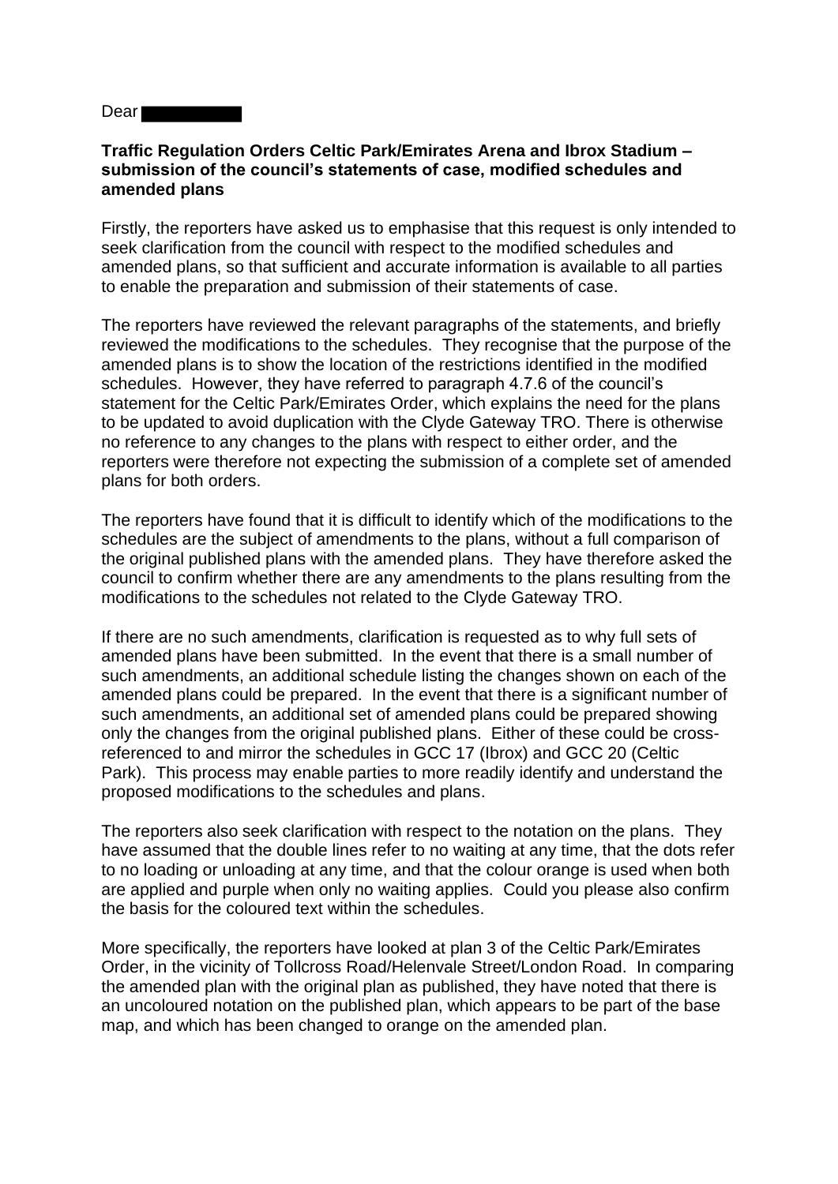Dear

**Traffic Regulation Orders Celtic Park/Emirates Arena and Ibrox Stadium – submission of the council's statements of case, modified schedules and amended plans**

Firstly, the reporters have asked us to emphasise that this request is only intended to seek clarification from the council with respect to the modified schedules and amended plans, so that sufficient and accurate information is available to all parties to enable the preparation and submission of their statements of case.

The reporters have reviewed the relevant paragraphs of the statements, and briefly reviewed the modifications to the schedules. They recognise that the purpose of the amended plans is to show the location of the restrictions identified in the modified schedules. However, they have referred to paragraph 4.7.6 of the council's statement for the Celtic Park/Emirates Order, which explains the need for the plans to be updated to avoid duplication with the Clyde Gateway TRO. There is otherwise no reference to any changes to the plans with respect to either order, and the reporters were therefore not expecting the submission of a complete set of amended plans for both orders.

The reporters have found that it is difficult to identify which of the modifications to the schedules are the subject of amendments to the plans, without a full comparison of the original published plans with the amended plans. They have therefore asked the council to confirm whether there are any amendments to the plans resulting from the modifications to the schedules not related to the Clyde Gateway TRO.

If there are no such amendments, clarification is requested as to why full sets of amended plans have been submitted. In the event that there is a small number of such amendments, an additional schedule listing the changes shown on each of the amended plans could be prepared. In the event that there is a significant number of such amendments, an additional set of amended plans could be prepared showing only the changes from the original published plans. Either of these could be cross-referenced to and mirror the schedules in GCC 17 (Ibrox) and GCC 20 (Celtic Park). This process may enable parties to more readily identify and understand the proposed modifications to the schedules and plans.

The reporters also seek clarification with respect to the notation on the plans. They have assumed that the double lines refer to no waiting at any time, that the dots refer to no loading or unloading at any time, and that the colour orange is used when both are applied and purple when only no waiting applies. Could you please also confirm the basis for the coloured text within the schedules.

More specifically, the reporters have looked at plan 3 of the Celtic Park/Emirates Order, in the vicinity of Tollcross Road/Helenvale Street/London Road. In comparing the amended plan with the original plan as published, they have noted that there is an uncoloured notation on the published plan, which appears to be part of the base map, and which has been changed to orange on the amended plan.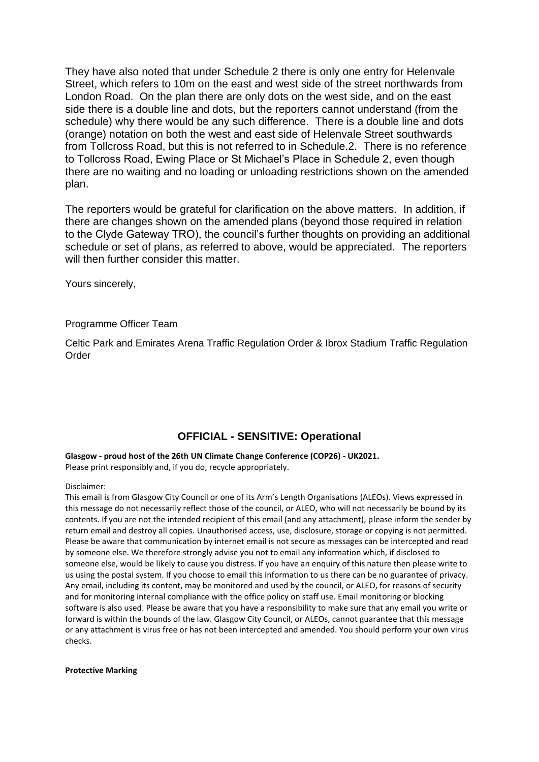They have also noted that under Schedule 2 there is only one entry for Helenvale Street, which refers to 10m on the east and west side of the street northwards from London Road. On the plan there are only dots on the west side, and on the east side there is a double line and dots, but the reporters cannot understand (from the schedule) why there would be any such difference. There is a double line and dots (orange) notation on both the west and east side of Helenvale Street southwards from Tollcross Road, but this is not referred to in Schedule.2. There is no reference to Tollcross Road, Ewing Place or St Michael's Place in Schedule 2, even though there are no waiting and no loading or unloading restrictions shown on the amended plan.

The reporters would be grateful for clarification on the above matters. In addition, if there are changes shown on the amended plans (beyond those required in relation to the Clyde Gateway TRO), the council's further thoughts on providing an additional schedule or set of plans, as referred to above, would be appreciated. The reporters will then further consider this matter.

Yours sincerely,

Programme Officer Team

Celtic Park and Emirates Arena Traffic Regulation Order & Ibrox Stadium Traffic Regulation Order

## OFFICIAL - SENSITIVE: Operational

**Glasgow - proud host of the 26th UN Climate Change Conference (COP26) - UK2021.**
Please print responsibly and, if you do, recycle appropriately.

Disclaimer:
This email is from Glasgow City Council or one of its Arm's Length Organisations (ALEOs). Views expressed in this message do not necessarily reflect those of the council, or ALEO, who will not necessarily be bound by its contents. If you are not the intended recipient of this email (and any attachment), please inform the sender by return email and destroy all copies. Unauthorised access, use, disclosure, storage or copying is not permitted. Please be aware that communication by internet email is not secure as messages can be intercepted and read by someone else. We therefore strongly advise you not to email any information which, if disclosed to someone else, would be likely to cause you distress. If you have an enquiry of this nature then please write to us using the postal system. If you choose to email this information to us there can be no guarantee of privacy. Any email, including its content, may be monitored and used by the council, or ALEO, for reasons of security and for monitoring internal compliance with the office policy on staff use. Email monitoring or blocking software is also used. Please be aware that you have a responsibility to make sure that any email you write or forward is within the bounds of the law. Glasgow City Council, or ALEOs, cannot guarantee that this message or any attachment is virus free or has not been intercepted and amended. You should perform your own virus checks.

**Protective Marking**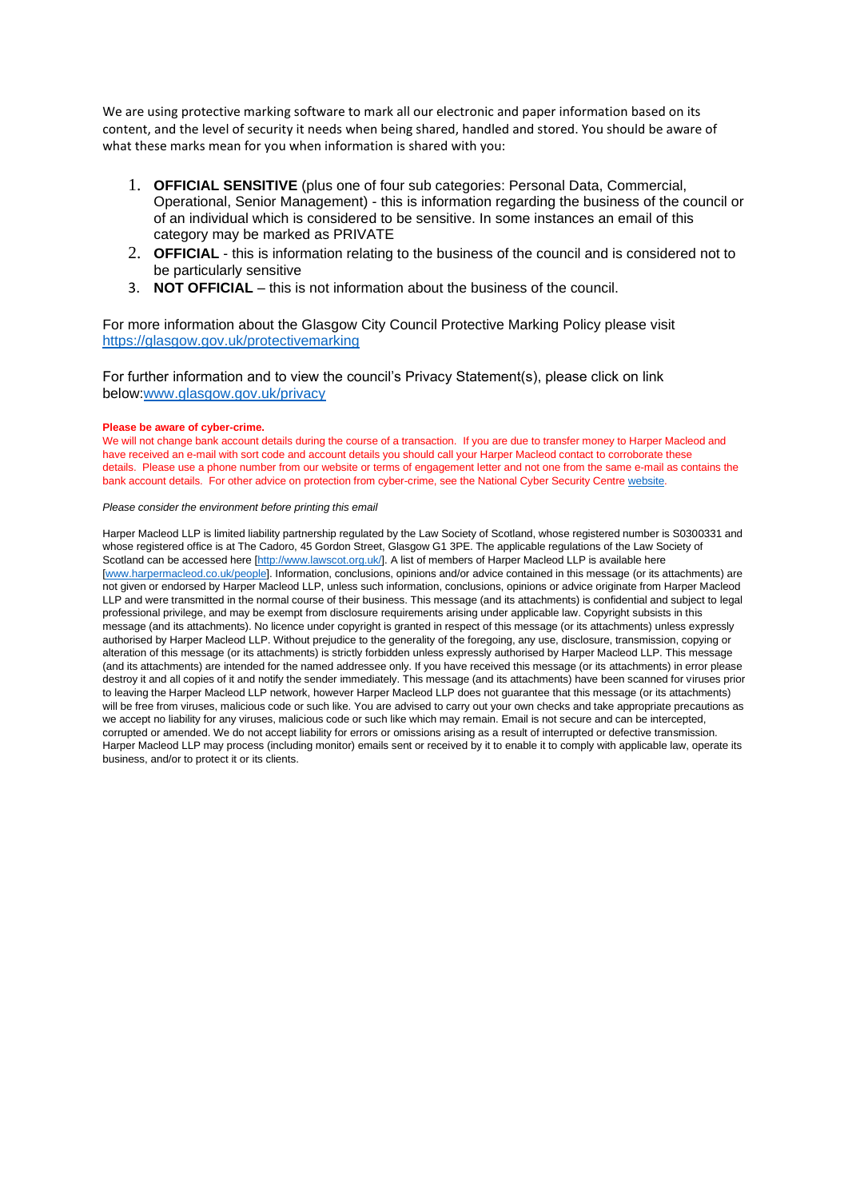We are using protective marking software to mark all our electronic and paper information based on its content, and the level of security it needs when being shared, handled and stored. You should be aware of what these marks mean for you when information is shared with you:

1. **OFFICIAL SENSITIVE** (plus one of four sub categories: Personal Data, Commercial, Operational, Senior Management) - this is information regarding the business of the council or of an individual which is considered to be sensitive. In some instances an email of this category may be marked as PRIVATE
2. **OFFICIAL** - this is information relating to the business of the council and is considered not to be particularly sensitive
3. **NOT OFFICIAL** – this is not information about the business of the council.

For more information about the Glasgow City Council Protective Marking Policy please visit https://glasgow.gov.uk/protectivemarking

For further information and to view the council's Privacy Statement(s), please click on link below:www.glasgow.gov.uk/privacy

**Please be aware of cyber-crime.**
We will not change bank account details during the course of a transaction. If you are due to transfer money to Harper Macleod and have received an e-mail with sort code and account details you should call your Harper Macleod contact to corroborate these details. Please use a phone number from our website or terms of engagement letter and not one from the same e-mail as contains the bank account details. For other advice on protection from cyber-crime, see the National Cyber Security Centre website.

*Please consider the environment before printing this email*

Harper Macleod LLP is limited liability partnership regulated by the Law Society of Scotland, whose registered number is S0300331 and whose registered office is at The Cadoro, 45 Gordon Street, Glasgow G1 3PE. The applicable regulations of the Law Society of Scotland can be accessed here [http://www.lawscot.org.uk/]. A list of members of Harper Macleod LLP is available here [www.harpermacleod.co.uk/people]. Information, conclusions, opinions and/or advice contained in this message (or its attachments) are not given or endorsed by Harper Macleod LLP, unless such information, conclusions, opinions or advice originate from Harper Macleod LLP and were transmitted in the normal course of their business. This message (and its attachments) is confidential and subject to legal professional privilege, and may be exempt from disclosure requirements arising under applicable law. Copyright subsists in this message (and its attachments). No licence under copyright is granted in respect of this message (or its attachments) unless expressly authorised by Harper Macleod LLP. Without prejudice to the generality of the foregoing, any use, disclosure, transmission, copying or alteration of this message (or its attachments) is strictly forbidden unless expressly authorised by Harper Macleod LLP. This message (and its attachments) are intended for the named addressee only. If you have received this message (or its attachments) in error please destroy it and all copies of it and notify the sender immediately. This message (and its attachments) have been scanned for viruses prior to leaving the Harper Macleod LLP network, however Harper Macleod LLP does not guarantee that this message (or its attachments) will be free from viruses, malicious code or such like. You are advised to carry out your own checks and take appropriate precautions as we accept no liability for any viruses, malicious code or such like which may remain. Email is not secure and can be intercepted, corrupted or amended. We do not accept liability for errors or omissions arising as a result of interrupted or defective transmission. Harper Macleod LLP may process (including monitor) emails sent or received by it to enable it to comply with applicable law, operate its business, and/or to protect it or its clients.